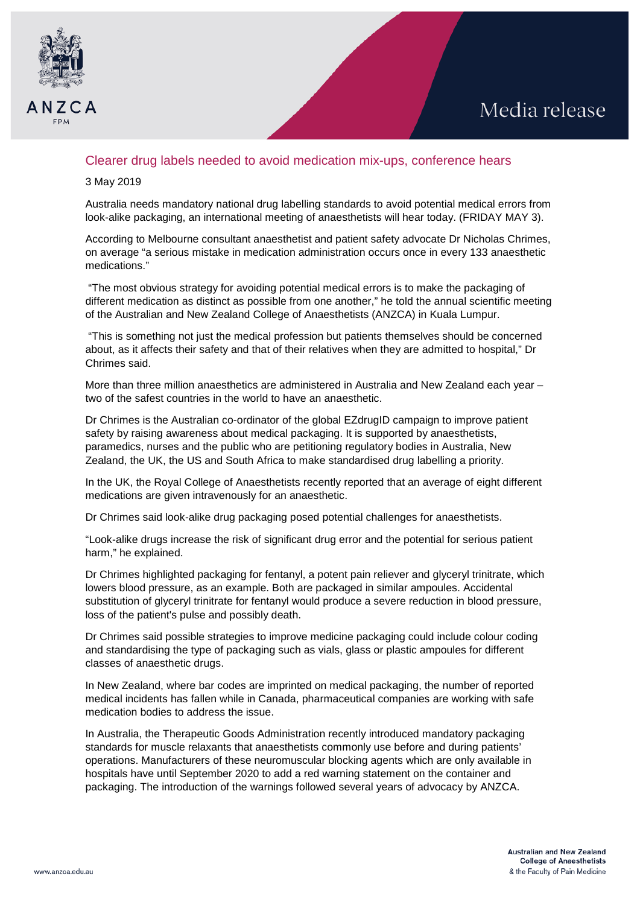Media release

## Clearer drug labels needed to avoid medication mix-ups, conference hears

3 May 2019

Australia needs mandatory national drug labelling standards to avoid potential medical errors from look-alike packaging, an international meeting of anaesthetists will hear today. (FRIDAY MAY 3).

According to Melbourne consultant anaesthetist and patient safety advocate Dr Nicholas Chrimes, on average "a serious mistake in medication administration occurs once in every 133 anaesthetic medications."

"The most obvious strategy for avoiding potential medical errors is to make the packaging of different medication as distinct as possible from one another," he told the annual scientific meeting of the Australian and New Zealand College of Anaesthetists (ANZCA) in Kuala Lumpur.

"This is something not just the medical profession but patients themselves should be concerned about, as it affects their safety and that of their relatives when they are admitted to hospital," Dr Chrimes said.

More than three million anaesthetics are administered in Australia and New Zealand each year – two of the safest countries in the world to have an anaesthetic.

Dr Chrimes is the Australian co-ordinator of the global EZdrugID campaign to improve patient safety by raising awareness about medical packaging. It is supported by anaesthetists, paramedics, nurses and the public who are petitioning regulatory bodies in Australia, New Zealand, the UK, the US and South Africa to make standardised drug labelling a priority.

In the UK, the Royal College of Anaesthetists recently reported that an average of eight different medications are given intravenously for an anaesthetic.

Dr Chrimes said look-alike drug packaging posed potential challenges for anaesthetists.

"Look-alike drugs increase the risk of significant drug error and the potential for serious patient harm," he explained.

Dr Chrimes highlighted packaging for fentanyl, a potent pain reliever and glyceryl trinitrate, which lowers blood pressure, as an example. Both are packaged in similar ampoules. Accidental substitution of glyceryl trinitrate for fentanyl would produce a severe reduction in blood pressure, loss of the patient's pulse and possibly death.

Dr Chrimes said possible strategies to improve medicine packaging could include colour coding and standardising the type of packaging such as vials, glass or plastic ampoules for different classes of anaesthetic drugs.

In New Zealand, where bar codes are imprinted on medical packaging, the number of reported medical incidents has fallen while in Canada, pharmaceutical companies are working with safe medication bodies to address the issue.

In Australia, the Therapeutic Goods Administration recently introduced mandatory packaging standards for muscle relaxants that anaesthetists commonly use before and during patients' operations. Manufacturers of these neuromuscular blocking agents which are only available in hospitals have until September 2020 to add a red warning statement on the container and packaging. The introduction of the warnings followed several years of advocacy by ANZCA.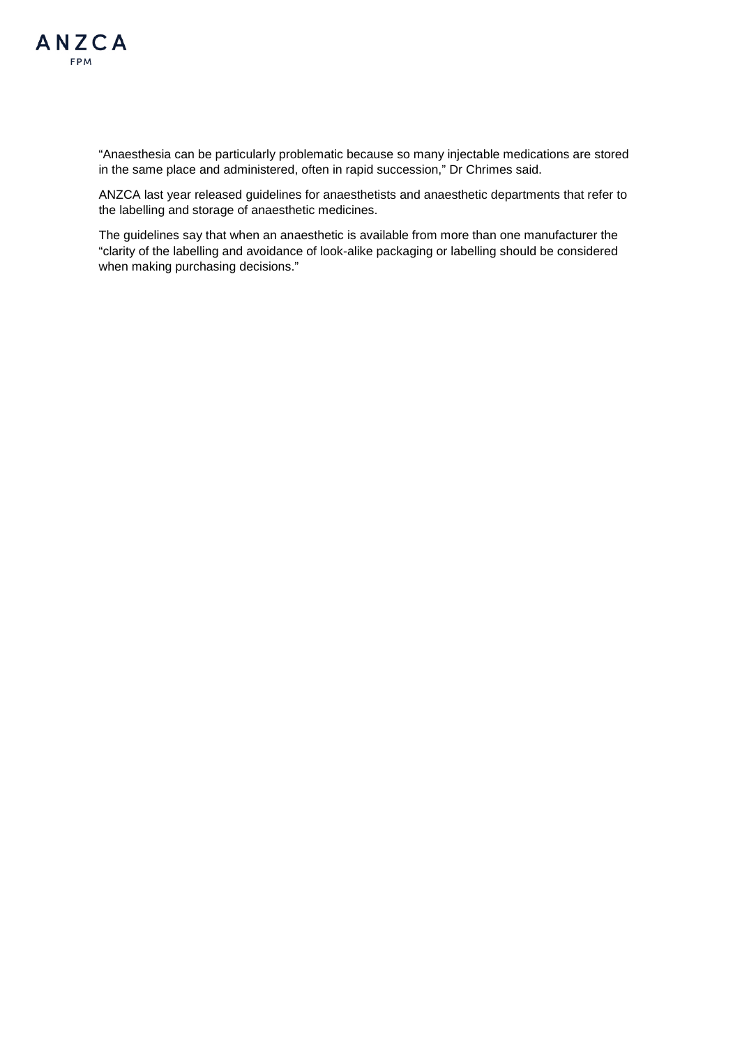"Anaesthesia can be particularly problematic because so many injectable medications are stored in the same place and administered, often in rapid succession," Dr Chrimes said.

ANZCA last year released guidelines for anaesthetists and anaesthetic departments that refer to the labelling and storage of anaesthetic medicines.

The guidelines say that when an anaesthetic is available from more than one manufacturer the "clarity of the labelling and avoidance of look-alike packaging or labelling should be considered when making purchasing decisions."